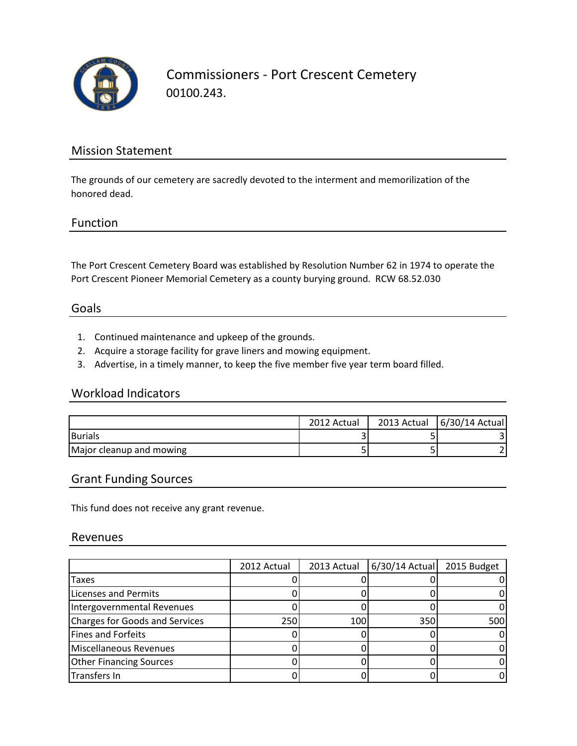# Commissioners - Port Crescent Cemetery

00100.243.

## Mission Statement

The grounds of our cemetery are sacredly devoted to the interment and memorilization of the honored dead.

## Function

The Port Crescent Cemetery Board was established by Resolution Number 62 in 1974 to operate the Port Crescent Pioneer Memorial Cemetery as a county burying ground. RCW 68.52.030

## Goals

1. Continued maintenance and upkeep of the grounds.
2. Acquire a storage facility for grave liners and mowing equipment.
3. Advertise, in a timely manner, to keep the five member five year term board filled.

## Workload Indicators

| | 2012 Actual | 2013 Actual | 6/30/14 Actual |
|---|---|---|---|
| Burials | 3 | 5 | 3 |
| Major cleanup and mowing | 5 | 5 | 2 |

## Grant Funding Sources

This fund does not receive any grant revenue.

## Revenues

| | 2012 Actual | 2013 Actual | 6/30/14 Actual | 2015 Budget |
|---|---|---|---|---|
| Taxes | 0 | 0 | 0 | 0 |
| Licenses and Permits | 0 | 0 | 0 | 0 |
| Intergovernmental Revenues | 0 | 0 | 0 | 0 |
| Charges for Goods and Services | 250 | 100 | 350 | 500 |
| Fines and Forfeits | 0 | 0 | 0 | 0 |
| Miscellaneous Revenues | 0 | 0 | 0 | 0 |
| Other Financing Sources | 0 | 0 | 0 | 0 |
| Transfers In | 0 | 0 | 0 | 0 |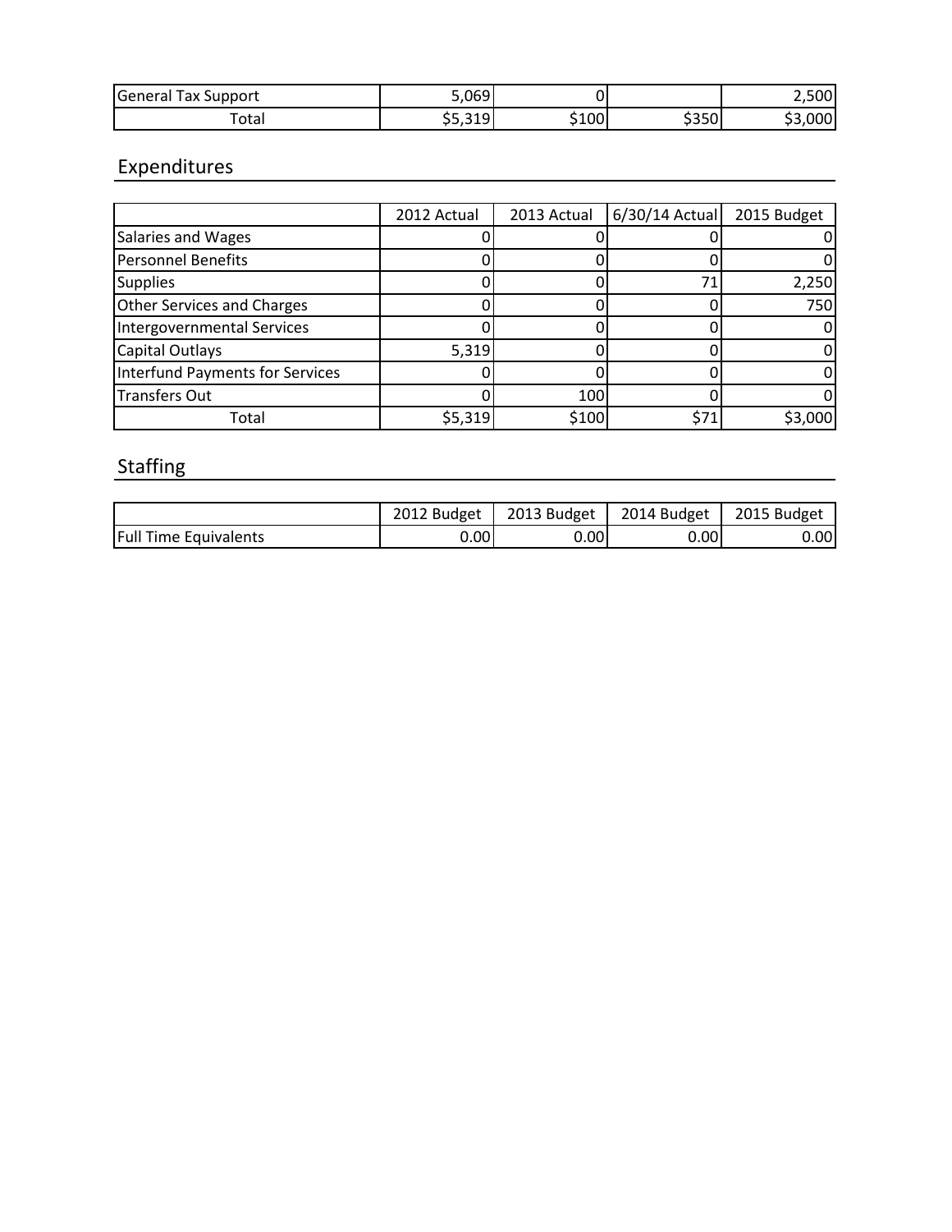| | | | | |
|---|---|---|---|---|
| General Tax Support | 5,069 | 0 | | 2,500 |
| Total | $5,319 | $100 | $350 | $3,000 |

## Expenditures

| | 2012 Actual | 2013 Actual | 6/30/14 Actual | 2015 Budget |
|---|---|---|---|---|
| Salaries and Wages | 0 | 0 | 0 | 0 |
| Personnel Benefits | 0 | 0 | 0 | 0 |
| Supplies | 0 | 0 | 71 | 2,250 |
| Other Services and Charges | 0 | 0 | 0 | 750 |
| Intergovernmental Services | 0 | 0 | 0 | 0 |
| Capital Outlays | 5,319 | 0 | 0 | 0 |
| Interfund Payments for Services | 0 | 0 | 0 | 0 |
| Transfers Out | 0 | 100 | 0 | 0 |
| Total | $5,319 | $100 | $71 | $3,000 |

## Staffing

| | 2012 Budget | 2013 Budget | 2014 Budget | 2015 Budget |
|---|---|---|---|---|
| Full Time Equivalents | 0.00 | 0.00 | 0.00 | 0.00 |